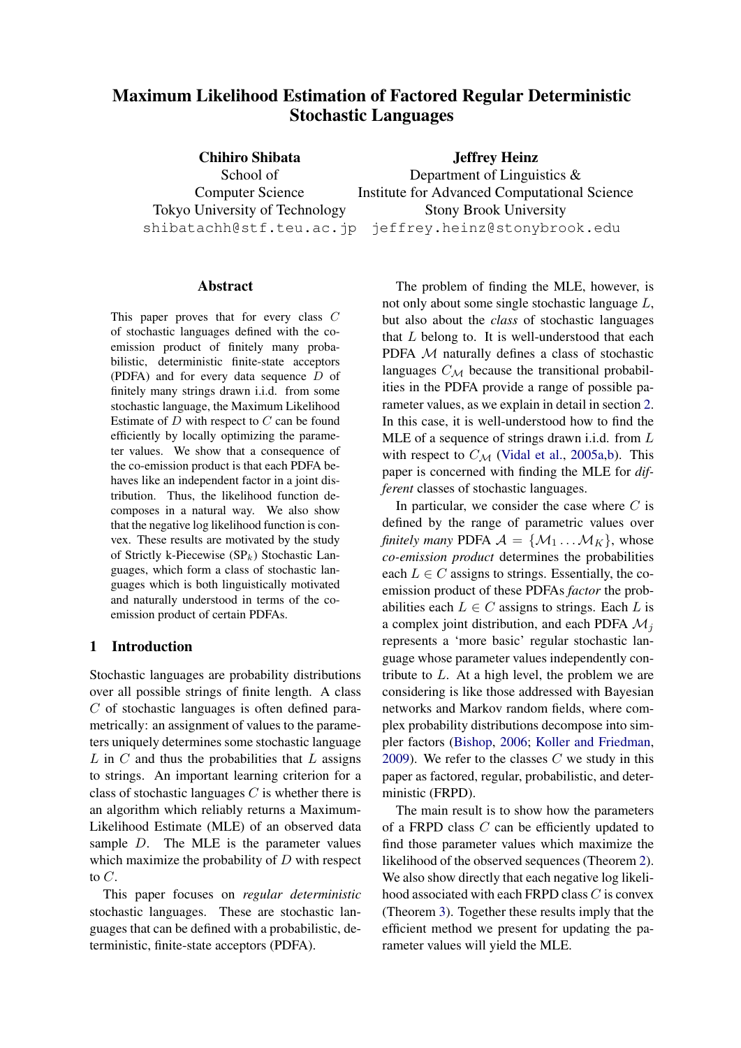# Maximum Likelihood Estimation of Factored Regular Deterministic Stochastic Languages

**Chihiro Shibata**
School of Computer Science
Tokyo University of Technology
shibatachh@stf.teu.ac.jp

**Jeffrey Heinz**
Department of Linguistics &
Institute for Advanced Computational Science
Stony Brook University
jeffrey.heinz@stonybrook.edu

## Abstract

This paper proves that for every class $C$ of stochastic languages defined with the co-emission product of finitely many probabilistic, deterministic finite-state acceptors (PDFA) and for every data sequence $D$ of finitely many strings drawn i.i.d. from some stochastic language, the Maximum Likelihood Estimate of $D$ with respect to $C$ can be found efficiently by locally optimizing the parameter values. We show that a consequence of the co-emission product is that each PDFA behaves like an independent factor in a joint distribution. Thus, the likelihood function decomposes in a natural way. We also show that the negative log likelihood function is convex. These results are motivated by the study of Strictly k-Piecewise ($\text{SP}_k$) Stochastic Languages, which form a class of stochastic languages which is both linguistically motivated and naturally understood in terms of the co-emission product of certain PDFAs.

## 1 Introduction

Stochastic languages are probability distributions over all possible strings of finite length. A class $C$ of stochastic languages is often defined parametrically: an assignment of values to the parameters uniquely determines some stochastic language $L$ in $C$ and thus the probabilities that $L$ assigns to strings. An important learning criterion for a class of stochastic languages $C$ is whether there is an algorithm which reliably returns a Maximum-Likelihood Estimate (MLE) of an observed data sample $D$. The MLE is the parameter values which maximize the probability of $D$ with respect to $C$.

This paper focuses on *regular deterministic* stochastic languages. These are stochastic languages that can be defined with a probabilistic, deterministic, finite-state acceptors (PDFA).

The problem of finding the MLE, however, is not only about some single stochastic language $L$, but also about the *class* of stochastic languages that $L$ belong to. It is well-understood that each PDFA $\mathcal{M}$ naturally defines a class of stochastic languages $C_{\mathcal{M}}$ because the transitional probabilities in the PDFA provide a range of possible parameter values, as we explain in detail in section 2. In this case, it is well-understood how to find the MLE of a sequence of strings drawn i.i.d. from $L$ with respect to $C_{\mathcal{M}}$ (Vidal et al., 2005a,b). This paper is concerned with finding the MLE for *different* classes of stochastic languages.

In particular, we consider the case where $C$ is defined by the range of parametric values over *finitely many* PDFA $\mathcal{A} = \{\mathcal{M}_1 \ldots \mathcal{M}_K\}$, whose *co-emission product* determines the probabilities each $L \in C$ assigns to strings. Essentially, the co-emission product of these PDFAs *factor* the probabilities each $L \in C$ assigns to strings. Each $L$ is a complex joint distribution, and each PDFA $\mathcal{M}_j$ represents a 'more basic' regular stochastic language whose parameter values independently contribute to $L$. At a high level, the problem we are considering is like those addressed with Bayesian networks and Markov random fields, where complex probability distributions decompose into simpler factors (Bishop, 2006; Koller and Friedman, 2009). We refer to the classes $C$ we study in this paper as factored, regular, probabilistic, and deterministic (FRPD).

The main result is to show how the parameters of a FRPD class $C$ can be efficiently updated to find those parameter values which maximize the likelihood of the observed sequences (Theorem 2). We also show directly that each negative log likelihood associated with each FRPD class $C$ is convex (Theorem 3). Together these results imply that the efficient method we present for updating the parameter values will yield the MLE.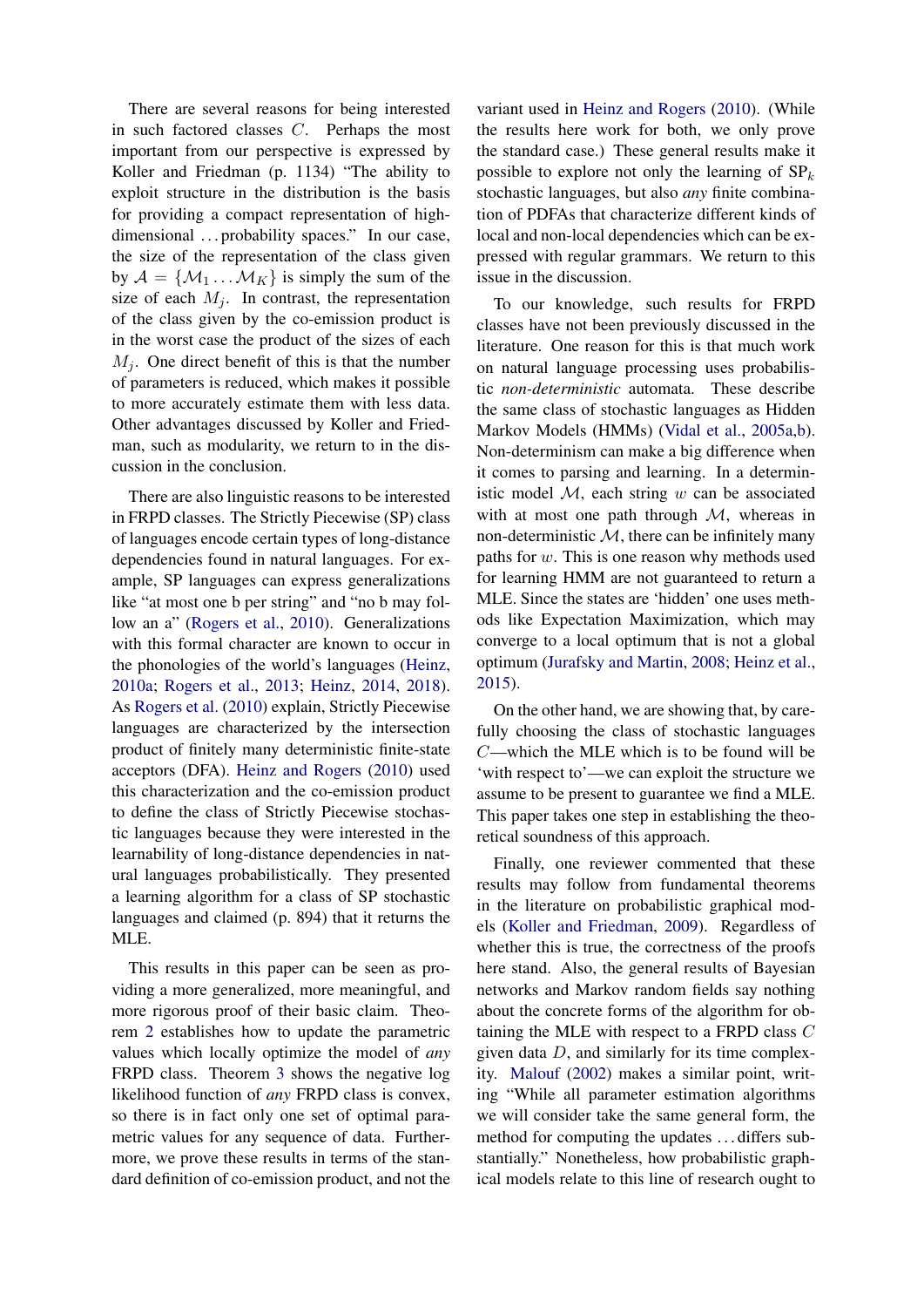There are several reasons for being interested in such factored classes $C$. Perhaps the most important from our perspective is expressed by Koller and Friedman (p. 1134) "The ability to exploit structure in the distribution is the basis for providing a compact representation of high-dimensional ... probability spaces." In our case, the size of the representation of the class given by $\mathcal{A} = \{\mathcal{M}_1 \dots \mathcal{M}_K\}$ is simply the sum of the size of each $M_j$. In contrast, the representation of the class given by the co-emission product is in the worst case the product of the sizes of each $M_j$. One direct benefit of this is that the number of parameters is reduced, which makes it possible to more accurately estimate them with less data. Other advantages discussed by Koller and Friedman, such as modularity, we return to in the discussion in the conclusion.

There are also linguistic reasons to be interested in FRPD classes. The Strictly Piecewise (SP) class of languages encode certain types of long-distance dependencies found in natural languages. For example, SP languages can express generalizations like "at most one b per string" and "no b may follow an a" (Rogers et al., 2010). Generalizations with this formal character are known to occur in the phonologies of the world's languages (Heinz, 2010a; Rogers et al., 2013; Heinz, 2014, 2018). As Rogers et al. (2010) explain, Strictly Piecewise languages are characterized by the intersection product of finitely many deterministic finite-state acceptors (DFA). Heinz and Rogers (2010) used this characterization and the co-emission product to define the class of Strictly Piecewise stochastic languages because they were interested in the learnability of long-distance dependencies in natural languages probabilistically. They presented a learning algorithm for a class of SP stochastic languages and claimed (p. 894) that it returns the MLE.

This results in this paper can be seen as providing a more generalized, more meaningful, and more rigorous proof of their basic claim. Theorem 2 establishes how to update the parametric values which locally optimize the model of *any* FRPD class. Theorem 3 shows the negative log likelihood function of *any* FRPD class is convex, so there is in fact only one set of optimal parametric values for any sequence of data. Furthermore, we prove these results in terms of the standard definition of co-emission product, and not the variant used in Heinz and Rogers (2010). (While the results here work for both, we only prove the standard case.) These general results make it possible to explore not only the learning of $\text{SP}_k$ stochastic languages, but also *any* finite combination of PDFAs that characterize different kinds of local and non-local dependencies which can be expressed with regular grammars. We return to this issue in the discussion.

To our knowledge, such results for FRPD classes have not been previously discussed in the literature. One reason for this is that much work on natural language processing uses probabilistic *non-deterministic* automata. These describe the same class of stochastic languages as Hidden Markov Models (HMMs) (Vidal et al., 2005a,b). Non-determinism can make a big difference when it comes to parsing and learning. In a deterministic model $\mathcal{M}$, each string $w$ can be associated with at most one path through $\mathcal{M}$, whereas in non-deterministic $\mathcal{M}$, there can be infinitely many paths for $w$. This is one reason why methods used for learning HMM are not guaranteed to return a MLE. Since the states are 'hidden' one uses methods like Expectation Maximization, which may converge to a local optimum that is not a global optimum (Jurafsky and Martin, 2008; Heinz et al., 2015).

On the other hand, we are showing that, by carefully choosing the class of stochastic languages $C$—which the MLE which is to be found will be 'with respect to'—we can exploit the structure we assume to be present to guarantee we find a MLE. This paper takes one step in establishing the theoretical soundness of this approach.

Finally, one reviewer commented that these results may follow from fundamental theorems in the literature on probabilistic graphical models (Koller and Friedman, 2009). Regardless of whether this is true, the correctness of the proofs here stand. Also, the general results of Bayesian networks and Markov random fields say nothing about the concrete forms of the algorithm for obtaining the MLE with respect to a FRPD class $C$ given data $D$, and similarly for its time complexity. Malouf (2002) makes a similar point, writing "While all parameter estimation algorithms we will consider take the same general form, the method for computing the updates ... differs substantially." Nonetheless, how probabilistic graphical models relate to this line of research ought to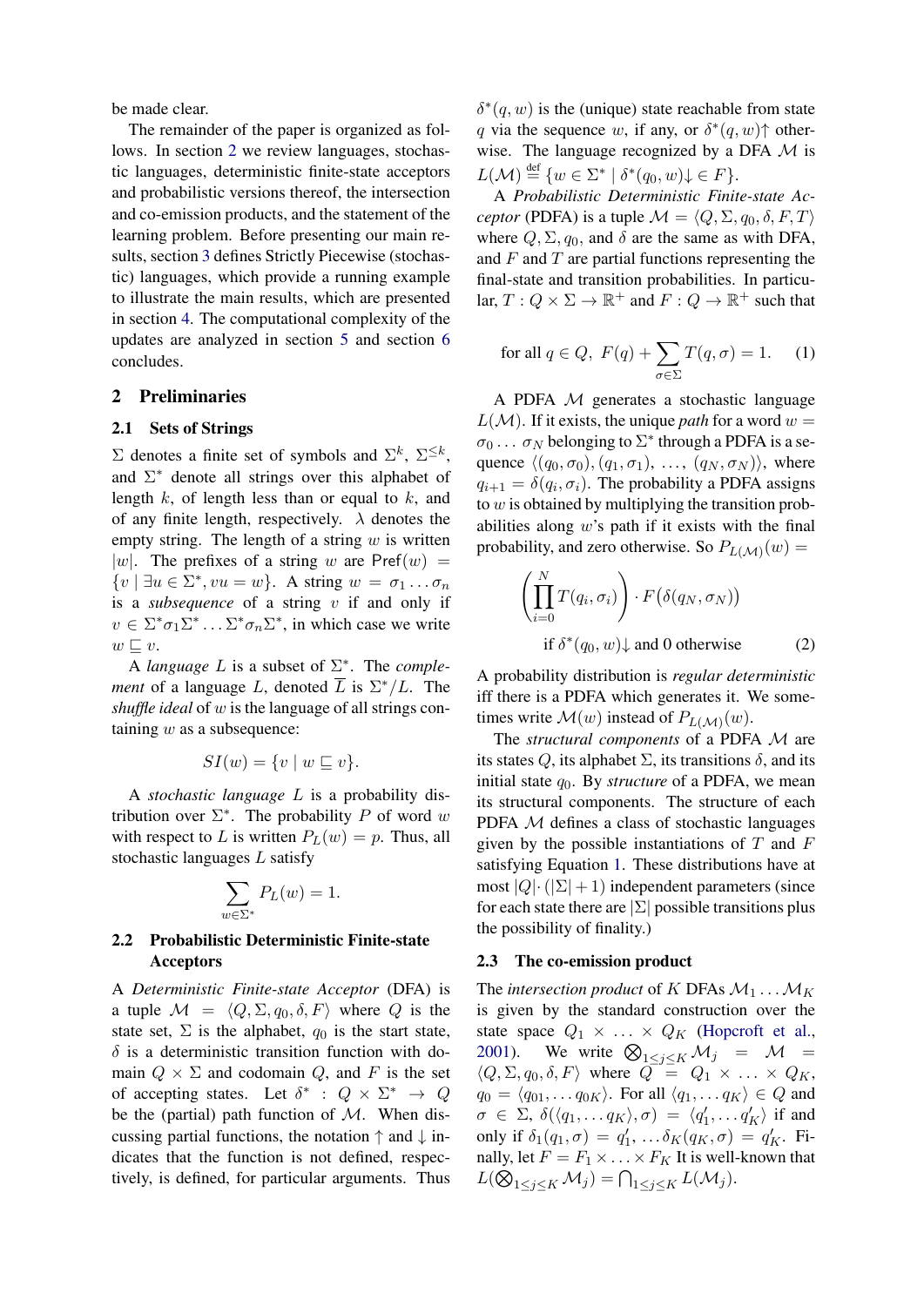be made clear.

The remainder of the paper is organized as follows. In section 2 we review languages, stochastic languages, deterministic finite-state acceptors and probabilistic versions thereof, the intersection and co-emission products, and the statement of the learning problem. Before presenting our main results, section 3 defines Strictly Piecewise (stochastic) languages, which provide a running example to illustrate the main results, which are presented in section 4. The computational complexity of the updates are analyzed in section 5 and section 6 concludes.

## 2 Preliminaries

### 2.1 Sets of Strings

$\Sigma$ denotes a finite set of symbols and $\Sigma^k$, $\Sigma^{\leq k}$, and $\Sigma^*$ denote all strings over this alphabet of length $k$, of length less than or equal to $k$, and of any finite length, respectively. $\lambda$ denotes the empty string. The length of a string $w$ is written $|w|$. The prefixes of a string $w$ are $\mathsf{Pref}(w) = \{v \mid \exists u \in \Sigma^*, vu = w\}$. A string $w = \sigma_1 \ldots \sigma_n$ is a *subsequence* of a string $v$ if and only if $v \in \Sigma^*\sigma_1\Sigma^* \ldots \Sigma^*\sigma_n\Sigma^*$, in which case we write $w \sqsubseteq v$.

A *language* $L$ is a subset of $\Sigma^*$. The *complement* of a language $L$, denoted $\overline{L}$ is $\Sigma^*/L$. The *shuffle ideal* of $w$ is the language of all strings containing $w$ as a subsequence:

$$SI(w) = \{v \mid w \sqsubseteq v\}.$$

A *stochastic language* $L$ is a probability distribution over $\Sigma^*$. The probability $P$ of word $w$ with respect to $L$ is written $P_L(w) = p$. Thus, all stochastic languages $L$ satisfy

$$\sum_{w \in \Sigma^*} P_L(w) = 1.$$

### 2.2 Probabilistic Deterministic Finite-state Acceptors

A *Deterministic Finite-state Acceptor* (DFA) is a tuple $\mathcal{M} = \langle Q, \Sigma, q_0, \delta, F \rangle$ where $Q$ is the state set, $\Sigma$ is the alphabet, $q_0$ is the start state, $\delta$ is a deterministic transition function with domain $Q \times \Sigma$ and codomain $Q$, and $F$ is the set of accepting states. Let $\delta^* : Q \times \Sigma^* \rightarrow Q$ be the (partial) path function of $\mathcal{M}$. When discussing partial functions, the notation $\uparrow$ and $\downarrow$ indicates that the function is not defined, respectively, is defined, for particular arguments. Thus $\delta^*(q, w)$ is the (unique) state reachable from state $q$ via the sequence $w$, if any, or $\delta^*(q, w)\uparrow$ otherwise. The language recognized by a DFA $\mathcal{M}$ is $L(\mathcal{M}) \stackrel{\text{def}}{=} \{w \in \Sigma^* \mid \delta^*(q_0, w)\downarrow \in F\}$.

A *Probabilistic Deterministic Finite-state Acceptor* (PDFA) is a tuple $\mathcal{M} = \langle Q, \Sigma, q_0, \delta, F, T \rangle$ where $Q, \Sigma, q_0$, and $\delta$ are the same as with DFA, and $F$ and $T$ are partial functions representing the final-state and transition probabilities. In particular, $T : Q \times \Sigma \rightarrow \mathbb{R}^+$ and $F : Q \rightarrow \mathbb{R}^+$ such that

$$\text{for all } q \in Q,\ F(q) + \sum_{\sigma \in \Sigma} T(q, \sigma) = 1. \quad (1)$$

A PDFA $\mathcal{M}$ generates a stochastic language $L(\mathcal{M})$. If it exists, the unique *path* for a word $w = \sigma_0 \ldots \sigma_N$ belonging to $\Sigma^*$ through a PDFA is a sequence $\langle (q_0, \sigma_0), (q_1, \sigma_1), \ldots, (q_N, \sigma_N) \rangle$, where $q_{i+1} = \delta(q_i, \sigma_i)$. The probability a PDFA assigns to $w$ is obtained by multiplying the transition probabilities along $w$'s path if it exists with the final probability, and zero otherwise. So $P_{L(\mathcal{M})}(w) =$

$$\left( \prod_{i=0}^{N} T(q_i, \sigma_i) \right) \cdot F\big(\delta(q_N, \sigma_N)\big)$$
$$\text{if } \delta^*(q_0, w)\downarrow \text{ and 0 otherwise} \quad (2)$$

A probability distribution is *regular deterministic* iff there is a PDFA which generates it. We sometimes write $\mathcal{M}(w)$ instead of $P_{L(\mathcal{M})}(w)$.

The *structural components* of a PDFA $\mathcal{M}$ are its states $Q$, its alphabet $\Sigma$, its transitions $\delta$, and its initial state $q_0$. By *structure* of a PDFA, we mean its structural components. The structure of each PDFA $\mathcal{M}$ defines a class of stochastic languages given by the possible instantiations of $T$ and $F$ satisfying Equation 1. These distributions have at most $|Q| \cdot (|\Sigma| + 1)$ independent parameters (since for each state there are $|\Sigma|$ possible transitions plus the possibility of finality.)

### 2.3 The co-emission product

The *intersection product* of $K$ DFAs $\mathcal{M}_1 \ldots \mathcal{M}_K$ is given by the standard construction over the state space $Q_1 \times \ldots \times Q_K$ (Hopcroft et al., 2001). We write $\bigotimes_{1 \leq j \leq K} \mathcal{M}_j = \mathcal{M} = \langle Q, \Sigma, q_0, \delta, F \rangle$ where $Q = Q_1 \times \ldots \times Q_K$, $q_0 = \langle q_{01}, \ldots q_{0K} \rangle$. For all $\langle q_1, \ldots q_K \rangle \in Q$ and $\sigma \in \Sigma$, $\delta(\langle q_1, \ldots q_K \rangle, \sigma) = \langle q'_1, \ldots q'_K \rangle$ if and only if $\delta_1(q_1, \sigma) = q'_1, \ldots \delta_K(q_K, \sigma) = q'_K$. Finally, let $F = F_1 \times \ldots \times F_K$ It is well-known that $L(\bigotimes_{1 \leq j \leq K} \mathcal{M}_j) = \bigcap_{1 \leq j \leq K} L(\mathcal{M}_j)$.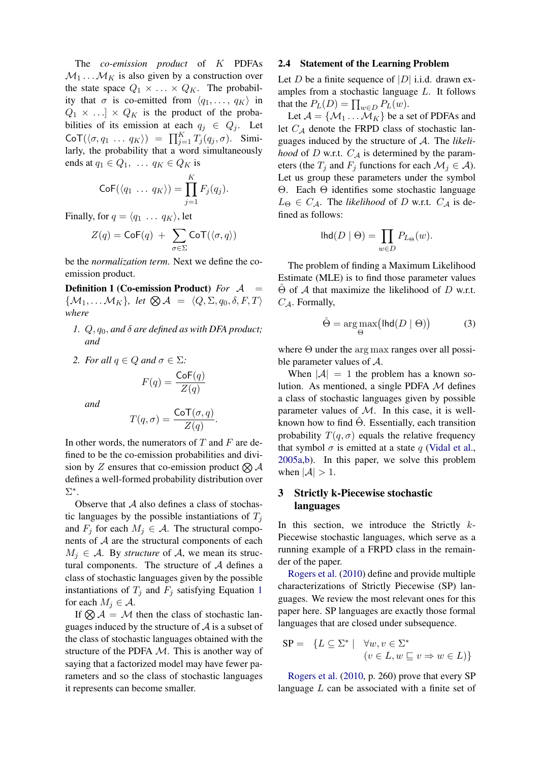The *co-emission product* of $K$ PDFAs $\mathcal{M}_1 \dots \mathcal{M}_K$ is also given by a construction over the state space $Q_1 \times \dots \times Q_K$. The probability that $\sigma$ is co-emitted from $\langle q_1, \dots, q_K \rangle$ in $Q_1 \times \dots] \times Q_K$ is the product of the probabilities of its emission at each $q_j \in Q_j$. Let $\mathsf{CoT}(\langle \sigma, q_1 \dots q_K \rangle) = \prod_{j=1}^{K} T_j(q_j, \sigma)$. Similarly, the probability that a word simultaneously ends at $q_1 \in Q_1, \dots q_K \in Q_K$ is

$$\mathsf{CoF}(\langle q_1 \dots q_K \rangle) = \prod_{j=1}^{K} F_j(q_j).$$

Finally, for $q = \langle q_1 \dots q_K \rangle$, let

$$Z(q) = \mathsf{CoF}(q) + \sum_{\sigma \in \Sigma} \mathsf{CoT}(\langle \sigma, q \rangle)$$

be the *normalization term*. Next we define the co-emission product.

**Definition 1 (Co-emission Product)** *For* $\mathcal{A} = \{\mathcal{M}_1, \dots \mathcal{M}_K\}$, *let* $\bigotimes \mathcal{A} = \langle Q, \Sigma, q_0, \delta, F, T \rangle$ *where*

1. *$Q, q_0$, and $\delta$ are defined as with DFA product; and*
2. *For all $q \in Q$ and $\sigma \in \Sigma$:*

$$F(q) = \frac{\mathsf{CoF}(q)}{Z(q)}$$

*and*

$$T(q, \sigma) = \frac{\mathsf{CoT}(\sigma, q)}{Z(q)}.$$

In other words, the numerators of $T$ and $F$ are defined to be the co-emission probabilities and division by $Z$ ensures that co-emission product $\bigotimes \mathcal{A}$ defines a well-formed probability distribution over $\Sigma^*$.

Observe that $\mathcal{A}$ also defines a class of stochastic languages by the possible instantiations of $T_j$ and $F_j$ for each $M_j \in \mathcal{A}$. The structural components of $\mathcal{A}$ are the structural components of each $M_j \in \mathcal{A}$. By *structure* of $\mathcal{A}$, we mean its structural components. The structure of $\mathcal{A}$ defines a class of stochastic languages given by the possible instantiations of $T_j$ and $F_j$ satisfying Equation 1 for each $M_j \in \mathcal{A}$.

If $\bigotimes \mathcal{A} = \mathcal{M}$ then the class of stochastic languages induced by the structure of $\mathcal{A}$ is a subset of the class of stochastic languages obtained with the structure of the PDFA $\mathcal{M}$. This is another way of saying that a factorized model may have fewer parameters and so the class of stochastic languages it represents can become smaller.

## 2.4 Statement of the Learning Problem

Let $D$ be a finite sequence of $|D|$ i.i.d. drawn examples from a stochastic language $L$. It follows that the $P_L(D) = \prod_{w \in D} P_L(w)$.

Let $\mathcal{A} = \{\mathcal{M}_1 \dots \mathcal{M}_K\}$ be a set of PDFAs and let $C_{\mathcal{A}}$ denote the FRPD class of stochastic languages induced by the structure of $\mathcal{A}$. The *likelihood* of $D$ w.r.t. $C_{\mathcal{A}}$ is determined by the parameters (the $T_j$ and $F_j$ functions for each $\mathcal{M}_j \in \mathcal{A}$). Let us group these parameters under the symbol $\Theta$. Each $\Theta$ identifies some stochastic language $L_\Theta \in C_{\mathcal{A}}$. The *likelihood* of $D$ w.r.t. $C_{\mathcal{A}}$ is defined as follows:

$$\mathsf{lhd}(D \mid \Theta) = \prod_{w \in D} P_{L_\Theta}(w).$$

The problem of finding a Maximum Likelihood Estimate (MLE) is to find those parameter values $\hat{\Theta}$ of $\mathcal{A}$ that maximize the likelihood of $D$ w.r.t. $C_{\mathcal{A}}$. Formally,

$$\hat{\Theta} = \arg\max_{\Theta} \big(\mathsf{lhd}(D \mid \Theta)\big) \tag{3}$$

where $\Theta$ under the $\arg\max$ ranges over all possible parameter values of $\mathcal{A}$.

When $|\mathcal{A}| = 1$ the problem has a known solution. As mentioned, a single PDFA $\mathcal{M}$ defines a class of stochastic languages given by possible parameter values of $\mathcal{M}$. In this case, it is well-known how to find $\hat{\Theta}$. Essentially, each transition probability $T(q, \sigma)$ equals the relative frequency that symbol $\sigma$ is emitted at a state $q$ (Vidal et al., 2005a,b). In this paper, we solve this problem when $|\mathcal{A}| > 1$.

# 3 Strictly k-Piecewise stochastic languages

In this section, we introduce the Strictly $k$-Piecewise stochastic languages, which serve as a running example of a FRPD class in the remainder of the paper.

Rogers et al. (2010) define and provide multiple characterizations of Strictly Piecewise (SP) languages. We review the most relevant ones for this paper here. SP languages are exactly those formal languages that are closed under subsequence.

$$\mathrm{SP} = \{L \subseteq \Sigma^* \mid \forall w, v \in \Sigma^* \\ (v \in L, w \sqsubseteq v \Rightarrow w \in L)\}$$

Rogers et al. (2010, p. 260) prove that every SP language $L$ can be associated with a finite set of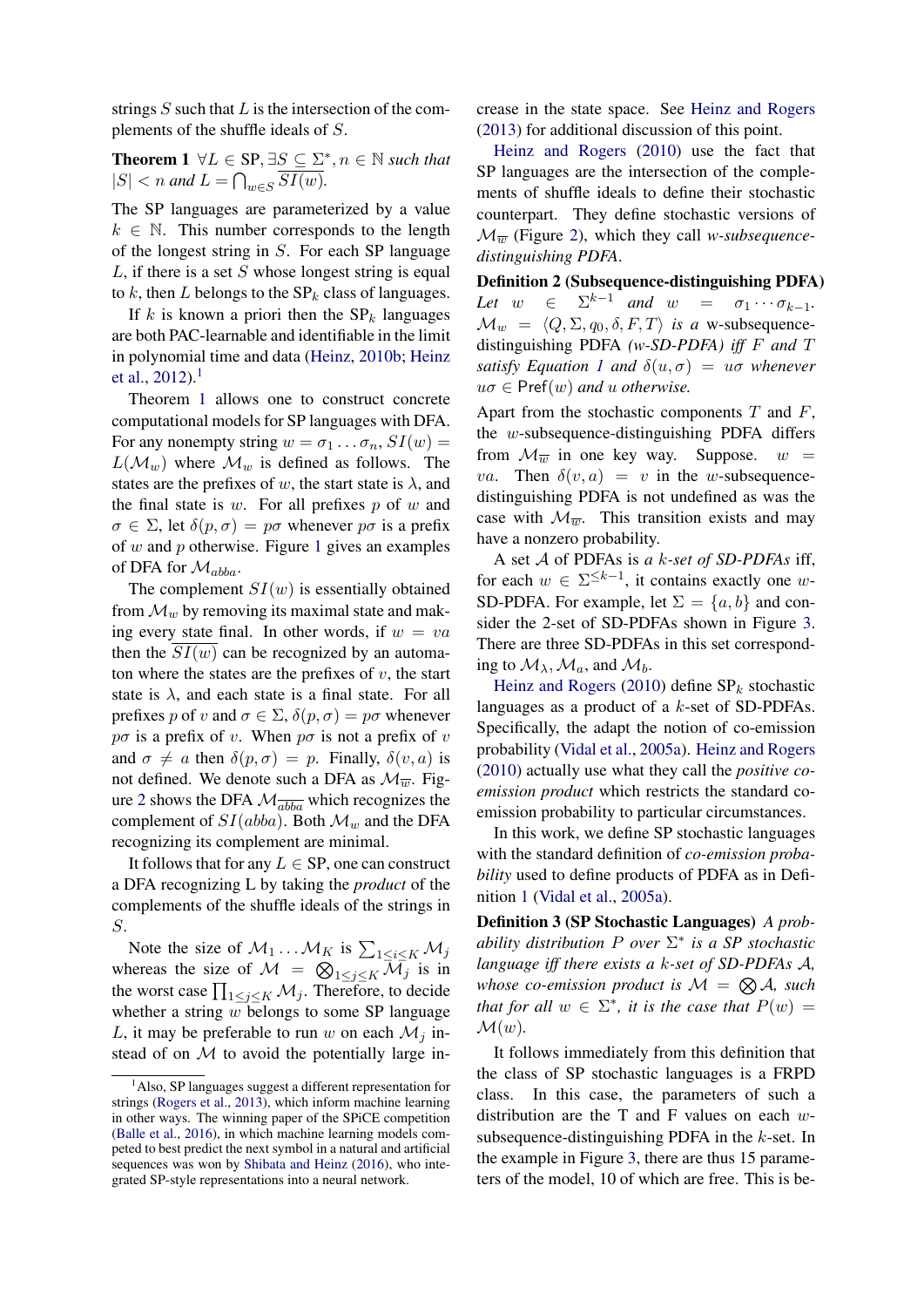strings $S$ such that $L$ is the intersection of the complements of the shuffle ideals of $S$.

**Theorem 1** *$\forall L \in$ SP, $\exists S \subseteq \Sigma^*, n \in \mathbb{N}$ such that $|S| < n$ and $L = \bigcap_{w \in S} \overline{SI(w)}$.*

The SP languages are parameterized by a value $k \in \mathbb{N}$. This number corresponds to the length of the longest string in $S$. For each SP language $L$, if there is a set $S$ whose longest string is equal to $k$, then $L$ belongs to the SP$_k$ class of languages.

If $k$ is known a priori then the SP$_k$ languages are both PAC-learnable and identifiable in the limit in polynomial time and data (Heinz, 2010b; Heinz et al., 2012).[1]

Theorem 1 allows one to construct concrete computational models for SP languages with DFA. For any nonempty string $w = \sigma_1 \ldots \sigma_n$, $SI(w) = L(\mathcal{M}_w)$ where $\mathcal{M}_w$ is defined as follows. The states are the prefixes of $w$, the start state is $\lambda$, and the final state is $w$. For all prefixes $p$ of $w$ and $\sigma \in \Sigma$, let $\delta(p, \sigma) = p\sigma$ whenever $p\sigma$ is a prefix of $w$ and $p$ otherwise. Figure 1 gives an examples of DFA for $\mathcal{M}_{abba}$.

The complement $SI(w)$ is essentially obtained from $\mathcal{M}_w$ by removing its maximal state and making every state final. In other words, if $w = va$ then the $\overline{SI(w)}$ can be recognized by an automaton where the states are the prefixes of $v$, the start state is $\lambda$, and each state is a final state. For all prefixes $p$ of $v$ and $\sigma \in \Sigma$, $\delta(p, \sigma) = p\sigma$ whenever $p\sigma$ is a prefix of $v$. When $p\sigma$ is not a prefix of $v$ and $\sigma \neq a$ then $\delta(p, \sigma) = p$. Finally, $\delta(v, a)$ is not defined. We denote such a DFA as $\mathcal{M}_{\overline{w}}$. Figure 2 shows the DFA $\mathcal{M}_{\overline{abba}}$ which recognizes the complement of $SI(abba)$. Both $\mathcal{M}_w$ and the DFA recognizing its complement are minimal.

It follows that for any $L \in$ SP, one can construct a DFA recognizing L by taking the *product* of the complements of the shuffle ideals of the strings in $S$.

Note the size of $\mathcal{M}_1 \ldots \mathcal{M}_K$ is $\sum_{1 \leq i \leq K} \mathcal{M}_j$ whereas the size of $\mathcal{M} = \bigotimes_{1 \leq j \leq K} \mathcal{M}_j$ is in the worst case $\prod_{1 \leq j \leq K} \mathcal{M}_j$. Therefore, to decide whether a string $w$ belongs to some SP language $L$, it may be preferable to run $w$ on each $\mathcal{M}_j$ instead of on $\mathcal{M}$ to avoid the potentially large increase in the state space. See Heinz and Rogers (2013) for additional discussion of this point.

Heinz and Rogers (2010) use the fact that SP languages are the intersection of the complements of shuffle ideals to define their stochastic counterpart. They define stochastic versions of $\mathcal{M}_{\overline{w}}$ (Figure 2), which they call *w-subsequence-distinguishing PDFA*.

**Definition 2 (Subsequence-distinguishing PDFA)** *Let $w \in \Sigma^{k-1}$ and $w = \sigma_1 \cdots \sigma_{k-1}$. $\mathcal{M}_w = \langle Q, \Sigma, q_0, \delta, F, T \rangle$ is a* w-subsequence-distinguishing PDFA *(w-SD-PDFA) iff $F$ and $T$ satisfy Equation 1 and $\delta(u, \sigma) = u\sigma$ whenever $u\sigma \in \mathsf{Pref}(w)$ and $u$ otherwise.*

Apart from the stochastic components $T$ and $F$, the $w$-subsequence-distinguishing PDFA differs from $\mathcal{M}_{\overline{w}}$ in one key way. Suppose. $w = va$. Then $\delta(v, a) = v$ in the $w$-subsequence-distinguishing PDFA is not undefined as was the case with $\mathcal{M}_{\overline{w}}$. This transition exists and may have a nonzero probability.

A set $\mathcal{A}$ of PDFAs is *a $k$-set of SD-PDFAs* iff, for each $w \in \Sigma^{\leq k-1}$, it contains exactly one $w$-SD-PDFA. For example, let $\Sigma = \{a, b\}$ and consider the 2-set of SD-PDFAs shown in Figure 3. There are three SD-PDFAs in this set corresponding to $\mathcal{M}_\lambda$, $\mathcal{M}_a$, and $\mathcal{M}_b$.

Heinz and Rogers (2010) define SP$_k$ stochastic languages as a product of a $k$-set of SD-PDFAs. Specifically, the adapt the notion of co-emission probability (Vidal et al., 2005a). Heinz and Rogers (2010) actually use what they call the *positive co-emission product* which restricts the standard co-emission probability to particular circumstances.

In this work, we define SP stochastic languages with the standard definition of *co-emission probability* used to define products of PDFA as in Definition 1 (Vidal et al., 2005a).

**Definition 3 (SP Stochastic Languages)** *A probability distribution $P$ over $\Sigma^*$ is a SP stochastic language iff there exists a $k$-set of SD-PDFAs $\mathcal{A}$, whose co-emission product is $\mathcal{M} = \bigotimes \mathcal{A}$, such that for all $w \in \Sigma^*$, it is the case that $P(w) = \mathcal{M}(w)$.*

It follows immediately from this definition that the class of SP stochastic languages is a FRPD class. In this case, the parameters of such a distribution are the T and F values on each $w$-subsequence-distinguishing PDFA in the $k$-set. In the example in Figure 3, there are thus 15 parameters of the model, 10 of which are free. This is be-

[1] Also, SP languages suggest a different representation for strings (Rogers et al., 2013), which inform machine learning in other ways. The winning paper of the SPiCE competition (Balle et al., 2016), in which machine learning models competed to best predict the next symbol in a natural and artificial sequences was won by Shibata and Heinz (2016), who integrated SP-style representations into a neural network.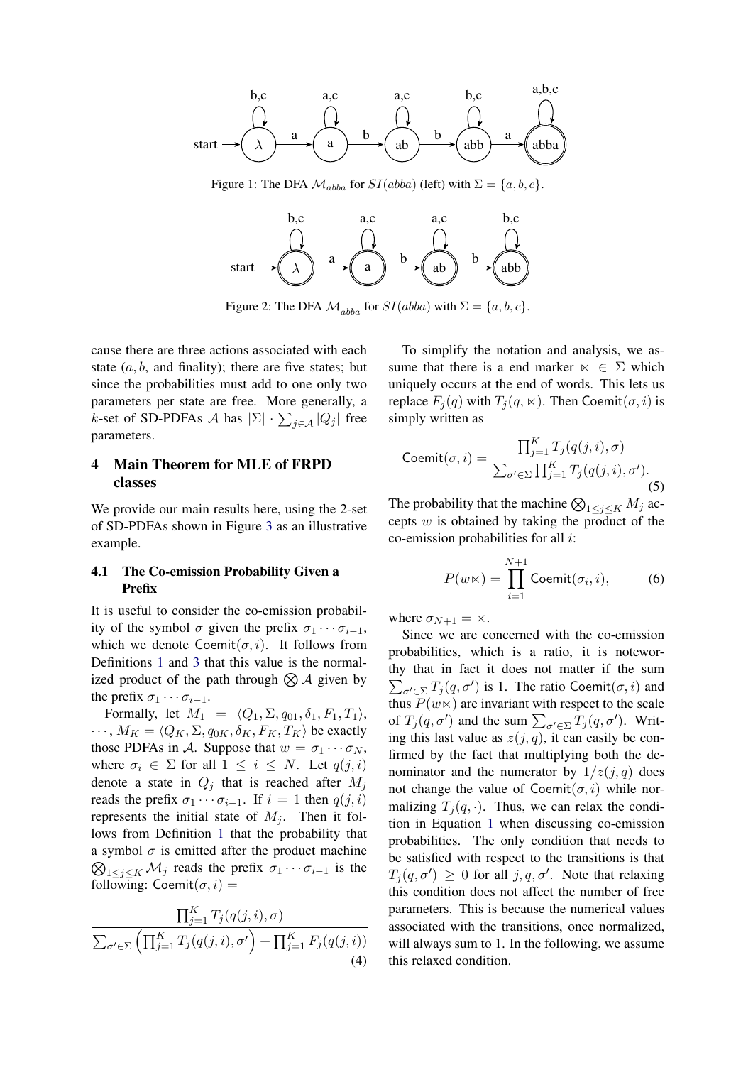Figure 1: The DFA $\mathcal{M}_{abba}$ for $SI(abba)$ (left) with $\Sigma = \{a, b, c\}$.

Figure 2: The DFA $\mathcal{M}_{\overline{abba}}$ for $\overline{SI(abba)}$ with $\Sigma = \{a, b, c\}$.

cause there are three actions associated with each state ($a$, $b$, and finality); there are five states; but since the probabilities must add to one only two parameters per state are free. More generally, a $k$-set of SD-PDFAs $\mathcal{A}$ has $|\Sigma| \cdot \sum_{j \in \mathcal{A}} |Q_j|$ free parameters.

## 4 Main Theorem for MLE of FRPD classes

We provide our main results here, using the 2-set of SD-PDFAs shown in Figure 3 as an illustrative example.

### 4.1 The Co-emission Probability Given a Prefix

It is useful to consider the co-emission probability of the symbol $\sigma$ given the prefix $\sigma_1 \cdots \sigma_{i-1}$, which we denote $\mathsf{Coemit}(\sigma, i)$. It follows from Definitions 1 and 3 that this value is the normalized product of the path through $\bigotimes \mathcal{A}$ given by the prefix $\sigma_1 \cdots \sigma_{i-1}$.

Formally, let $M_1 = \langle Q_1, \Sigma, q_{01}, \delta_1, F_1, T_1 \rangle$, $\cdots$, $M_K = \langle Q_K, \Sigma, q_{0K}, \delta_K, F_K, T_K \rangle$ be exactly those PDFAs in $\mathcal{A}$. Suppose that $w = \sigma_1 \cdots \sigma_N$, where $\sigma_i \in \Sigma$ for all $1 \leq i \leq N$. Let $q(j, i)$ denote a state in $Q_j$ that is reached after $M_j$ reads the prefix $\sigma_1 \cdots \sigma_{i-1}$. If $i = 1$ then $q(j, i)$ represents the initial state of $M_j$. Then it follows from Definition 1 that the probability that a symbol $\sigma$ is emitted after the product machine $\bigotimes_{1 \leq j \leq K} \mathcal{M}_j$ reads the prefix $\sigma_1 \cdots \sigma_{i-1}$ is the following: $\mathsf{Coemit}(\sigma, i) =$

$$\frac{\prod_{j=1}^{K} T_j(q(j,i), \sigma)}{\sum_{\sigma' \in \Sigma} \left( \prod_{j=1}^{K} T_j(q(j,i), \sigma') + \prod_{j=1}^{K} F_j(q(j,i)) \right)} \quad (4)$$

To simplify the notation and analysis, we assume that there is a end marker $\ltimes \in \Sigma$ which uniquely occurs at the end of words. This lets us replace $F_j(q)$ with $T_j(q, \ltimes)$. Then $\mathsf{Coemit}(\sigma, i)$ is simply written as

$$\mathsf{Coemit}(\sigma, i) = \frac{\prod_{j=1}^{K} T_j(q(j,i), \sigma)}{\sum_{\sigma' \in \Sigma} \prod_{j=1}^{K} T_j(q(j,i), \sigma')}. \quad (5)$$

The probability that the machine $\bigotimes_{1 \leq j \leq K} M_j$ accepts $w$ is obtained by taking the product of the co-emission probabilities for all $i$:

$$P(w\ltimes) = \prod_{i=1}^{N+1} \mathsf{Coemit}(\sigma_i, i), \quad (6)$$

where $\sigma_{N+1} = \ltimes$.

Since we are concerned with the co-emission probabilities, which is a ratio, it is noteworthy that in fact it does not matter if the sum $\sum_{\sigma' \in \Sigma} T_j(q, \sigma')$ is 1. The ratio $\mathsf{Coemit}(\sigma, i)$ and thus $P(w\ltimes)$ are invariant with respect to the scale of $T_j(q, \sigma')$ and the sum $\sum_{\sigma' \in \Sigma} T_j(q, \sigma')$. Writing this last value as $z(j, q)$, it can easily be confirmed by the fact that multiplying both the denominator and the numerator by $1/z(j, q)$ does not change the value of $\mathsf{Coemit}(\sigma, i)$ while normalizing $T_j(q, \cdot)$. Thus, we can relax the condition in Equation 1 when discussing co-emission probabilities. The only condition that needs to be satisfied with respect to the transitions is that $T_j(q, \sigma') \geq 0$ for all $j, q, \sigma'$. Note that relaxing this condition does not affect the number of free parameters. This is because the numerical values associated with the transitions, once normalized, will always sum to 1. In the following, we assume this relaxed condition.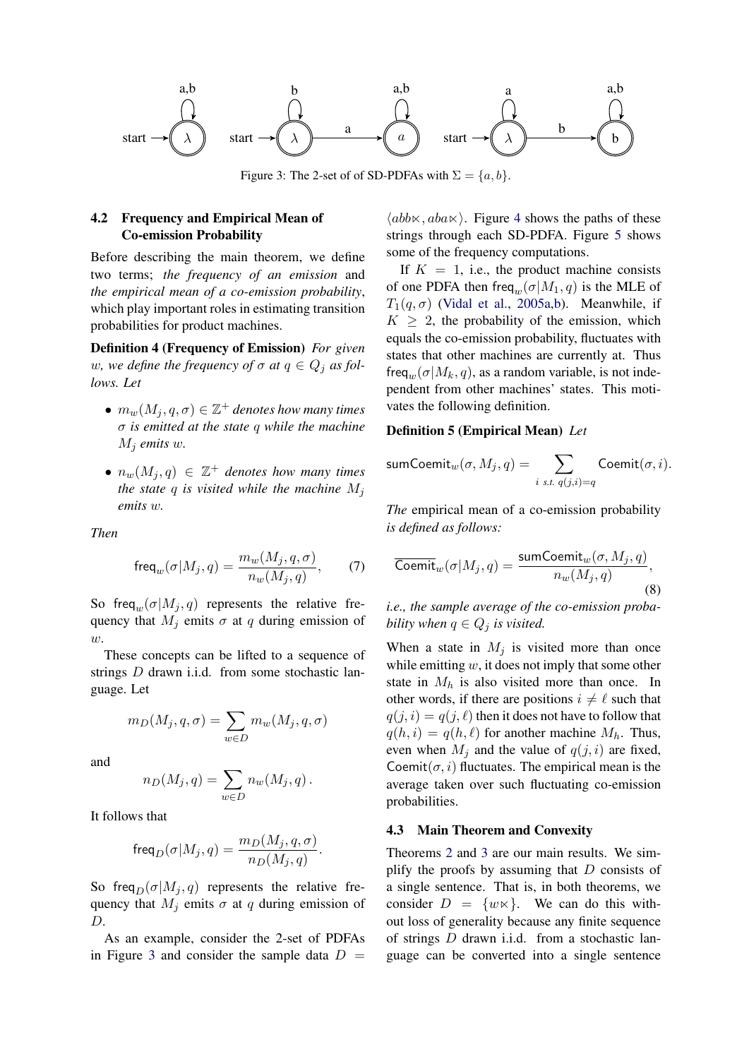Figure 3: The 2-set of of SD-PDFAs with $\Sigma = \{a, b\}$.

### 4.2 Frequency and Empirical Mean of Co-emission Probability

Before describing the main theorem, we define two terms; *the frequency of an emission* and *the empirical mean of a co-emission probability*, which play important roles in estimating transition probabilities for product machines.

**Definition 4 (Frequency of Emission)** *For given $w$, we define the frequency of $\sigma$ at $q \in Q_j$ as follows. Let*

- $m_w(M_j, q, \sigma) \in \mathbb{Z}^+$ *denotes how many times $\sigma$ is emitted at the state $q$ while the machine $M_j$ emits $w$.*
- $n_w(M_j, q) \in \mathbb{Z}^+$ *denotes how many times the state $q$ is visited while the machine $M_j$ emits $w$.*

*Then*

$$\mathsf{freq}_w(\sigma|M_j, q) = \frac{m_w(M_j, q, \sigma)}{n_w(M_j, q)}, \tag{7}$$

So $\mathsf{freq}_w(\sigma|M_j, q)$ represents the relative frequency that $M_j$ emits $\sigma$ at $q$ during emission of $w$.

These concepts can be lifted to a sequence of strings $D$ drawn i.i.d. from some stochastic language. Let

$$m_D(M_j, q, \sigma) = \sum_{w \in D} m_w(M_j, q, \sigma)$$

and

$$n_D(M_j, q) = \sum_{w \in D} n_w(M_j, q)\,.$$

It follows that

$$\mathsf{freq}_D(\sigma|M_j, q) = \frac{m_D(M_j, q, \sigma)}{n_D(M_j, q)}.$$

So $\mathsf{freq}_D(\sigma|M_j, q)$ represents the relative frequency that $M_j$ emits $\sigma$ at $q$ during emission of $D$.

As an example, consider the 2-set of PDFAs in Figure 3 and consider the sample data $D = \langle abb\ltimes, aba\ltimes \rangle$. Figure 4 shows the paths of these strings through each SD-PDFA. Figure 5 shows some of the frequency computations.

If $K = 1$, i.e., the product machine consists of one PDFA then $\mathsf{freq}_w(\sigma|M_1, q)$ is the MLE of $T_1(q, \sigma)$ (Vidal et al., 2005a,b). Meanwhile, if $K \geq 2$, the probability of the emission, which equals the co-emission probability, fluctuates with states that other machines are currently at. Thus $\mathsf{freq}_w(\sigma|M_k, q)$, as a random variable, is not independent from other machines' states. This motivates the following definition.

**Definition 5 (Empirical Mean)** *Let*

$$\mathsf{sumCoemit}_w(\sigma, M_j, q) = \sum_{i \text{ s.t. } q(j,i) = q} \mathsf{Coemit}(\sigma, i).$$

*The* empirical mean of a co-emission probability *is defined as follows:*

$$\overline{\mathsf{Coemit}}_w(\sigma|M_j, q) = \frac{\mathsf{sumCoemit}_w(\sigma, M_j, q)}{n_w(M_j, q)}, \tag{8}$$

*i.e., the sample average of the co-emission probability when $q \in Q_j$ is visited.*

When a state in $M_j$ is visited more than once while emitting $w$, it does not imply that some other state in $M_h$ is also visited more than once. In other words, if there are positions $i \neq \ell$ such that $q(j, i) = q(j, \ell)$ then it does not have to follow that $q(h, i) = q(h, \ell)$ for another machine $M_h$. Thus, even when $M_j$ and the value of $q(j, i)$ are fixed, $\mathsf{Coemit}(\sigma, i)$ fluctuates. The empirical mean is the average taken over such fluctuating co-emission probabilities.

### 4.3 Main Theorem and Convexity

Theorems 2 and 3 are our main results. We simplify the proofs by assuming that $D$ consists of a single sentence. That is, in both theorems, we consider $D = \{w\ltimes\}$. We can do this without loss of generality because any finite sequence of strings $D$ drawn i.i.d. from a stochastic language can be converted into a single sentence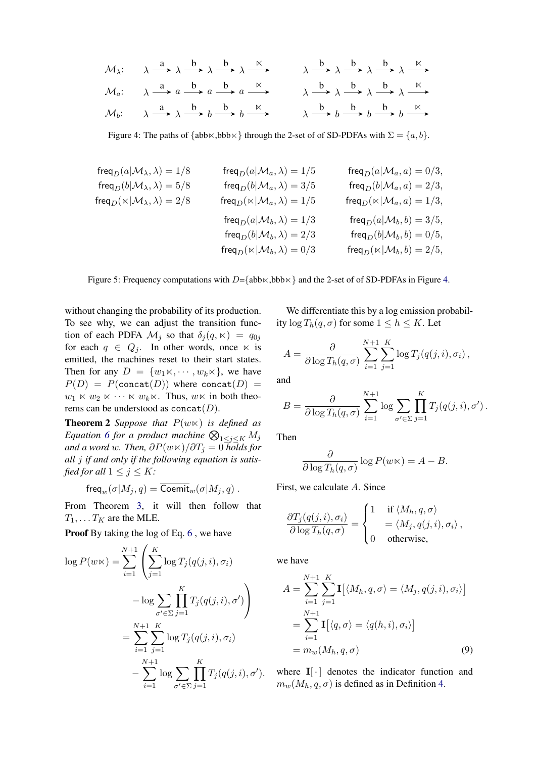$\mathcal{M}_\lambda$: $\lambda \xrightarrow{a} \lambda \xrightarrow{b} \lambda \xrightarrow{b} \lambda \xrightarrow{\ltimes}$ $\qquad$ $\lambda \xrightarrow{b} \lambda \xrightarrow{b} \lambda \xrightarrow{b} \lambda \xrightarrow{\ltimes}$

$\mathcal{M}_a$: $\lambda \xrightarrow{a} a \xrightarrow{b} a \xrightarrow{b} a \xrightarrow{\ltimes}$ $\qquad$ $\lambda \xrightarrow{b} \lambda \xrightarrow{b} \lambda \xrightarrow{b} \lambda \xrightarrow{\ltimes}$

$\mathcal{M}_b$: $\lambda \xrightarrow{a} \lambda \xrightarrow{b} b \xrightarrow{b} b \xrightarrow{\ltimes}$ $\qquad$ $\lambda \xrightarrow{b} b \xrightarrow{b} b \xrightarrow{b} b \xrightarrow{\ltimes}$

Figure 4: The paths of {abb⋉,bbb⋉} through the 2-set of of SD-PDFAs with $\Sigma = \{a, b\}$.

$$
\begin{array}{lll}
\mathsf{freq}_D(a|\mathcal{M}_\lambda, \lambda) = 1/8 & \mathsf{freq}_D(a|\mathcal{M}_a, \lambda) = 1/5 & \mathsf{freq}_D(a|\mathcal{M}_a, a) = 0/3, \\
\mathsf{freq}_D(b|\mathcal{M}_\lambda, \lambda) = 5/8 & \mathsf{freq}_D(b|\mathcal{M}_a, \lambda) = 3/5 & \mathsf{freq}_D(b|\mathcal{M}_a, a) = 2/3, \\
\mathsf{freq}_D(\ltimes|\mathcal{M}_\lambda, \lambda) = 2/8 & \mathsf{freq}_D(\ltimes|\mathcal{M}_a, \lambda) = 1/5 & \mathsf{freq}_D(\ltimes|\mathcal{M}_a, a) = 1/3, \\
 & \mathsf{freq}_D(a|\mathcal{M}_b, \lambda) = 1/3 & \mathsf{freq}_D(a|\mathcal{M}_b, b) = 3/5, \\
 & \mathsf{freq}_D(b|\mathcal{M}_b, \lambda) = 2/3 & \mathsf{freq}_D(b|\mathcal{M}_b, b) = 0/5, \\
 & \mathsf{freq}_D(\ltimes|\mathcal{M}_b, \lambda) = 0/3 & \mathsf{freq}_D(\ltimes|\mathcal{M}_b, b) = 2/5,
\end{array}
$$

Figure 5: Frequency computations with $D$={abb⋉,bbb⋉} and the 2-set of of SD-PDFAs in Figure 4.

without changing the probability of its production. To see why, we can adjust the transition function of each PDFA $\mathcal{M}_j$ so that $\delta_j(q, \ltimes) = q_{0j}$ for each $q \in Q_j$. In other words, once $\ltimes$ is emitted, the machines reset to their start states. Then for any $D = \{w_1\ltimes, \cdots, w_k\ltimes\}$, we have $P(D) = P(\texttt{concat}(D))$ where $\texttt{concat}(D) = w_1 \ltimes w_2 \ltimes \cdots \ltimes w_k\ltimes$. Thus, $w\ltimes$ in both theorems can be understood as $\texttt{concat}(D)$.

**Theorem 2** *Suppose that $P(w\ltimes)$ is defined as Equation 6 for a product machine $\bigotimes_{1\leq j\leq K} M_j$ and a word $w$. Then, $\partial P(w\ltimes)/\partial T_j = 0$ holds for all $j$ if and only if the following equation is satisfied for all $1 \leq j \leq K$:*

$$\mathsf{freq}_w(\sigma|M_j, q) = \overline{\mathsf{Coemit}}_w(\sigma|M_j, q)\,.$$

From Theorem 3, it will then follow that $T_1, \ldots T_K$ are the MLE.

**Proof** By taking the log of Eq. 6 , we have

$$
\begin{aligned}
\log P(w\ltimes) &= \sum_{i=1}^{N+1}\left(\sum_{j=1}^{K}\log T_j(q(j,i),\sigma_i)\right. \\
&\qquad \left. - \log\sum_{\sigma'\in\Sigma}\prod_{j=1}^{K}T_j(q(j,i),\sigma')\right) \\
&= \sum_{i=1}^{N+1}\sum_{j=1}^{K}\log T_j(q(j,i),\sigma_i) \\
&\quad - \sum_{i=1}^{N+1}\log\sum_{\sigma'\in\Sigma}\prod_{j=1}^{K}T_j(q(j,i),\sigma').
\end{aligned}
$$

We differentiate this by a log emission probability $\log T_h(q, \sigma)$ for some $1 \leq h \leq K$. Let

$$A = \frac{\partial}{\partial \log T_h(q,\sigma)}\sum_{i=1}^{N+1}\sum_{j=1}^{K}\log T_j(q(j,i),\sigma_i)\,,$$

and

$$B = \frac{\partial}{\partial \log T_h(q,\sigma)}\sum_{i=1}^{N+1}\log\sum_{\sigma'\in\Sigma}\prod_{j=1}^{K}T_j(q(j,i),\sigma')\,.$$

Then

$$\frac{\partial}{\partial \log T_h(q,\sigma)}\log P(w\ltimes) = A - B.$$

First, we calculate $A$. Since

$$\frac{\partial T_j(q(j,i),\sigma_i)}{\partial \log T_h(q,\sigma)} = \begin{cases}1 & \text{if } \langle M_h, q, \sigma\rangle \\ & \quad = \langle M_j, q(j,i), \sigma_i\rangle\,, \\ 0 & \text{otherwise,}\end{cases}$$

we have

$$
\begin{aligned}
A &= \sum_{i=1}^{N+1}\sum_{j=1}^{K}\mathbf{I}\big[\langle M_h, q, \sigma\rangle = \langle M_j, q(j,i), \sigma_i\rangle\big] \\
&= \sum_{i=1}^{N+1}\mathbf{I}\big[\langle q, \sigma\rangle = \langle q(h,i), \sigma_i\rangle\big] \\
&= m_w(M_h, q, \sigma) \qquad\qquad (9)
\end{aligned}
$$

where $\mathbf{I}[\,\cdot\,]$ denotes the indicator function and $m_w(M_h, q, \sigma)$ is defined as in Definition 4.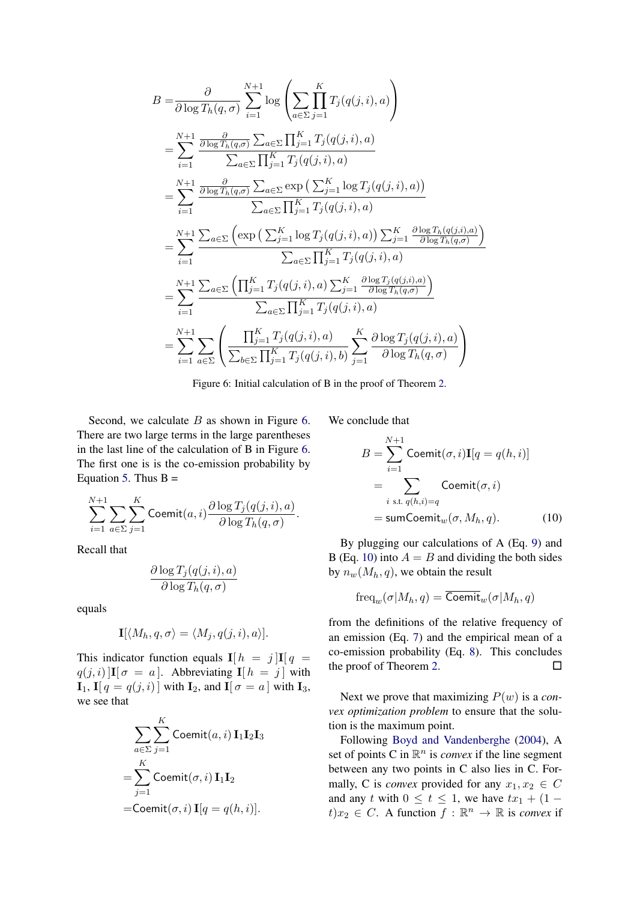$$
\begin{aligned}
B =& \frac{\partial}{\partial \log T_h(q,\sigma)} \sum_{i=1}^{N+1} \log \left( \sum_{a \in \Sigma} \prod_{j=1}^{K} T_j(q(j,i),a) \right) \\
=& \sum_{i=1}^{N+1} \frac{\frac{\partial}{\partial \log T_h(q,\sigma)} \sum_{a\in\Sigma} \prod_{j=1}^{K} T_j(q(j,i),a)}{\sum_{a\in\Sigma}\prod_{j=1}^{K} T_j(q(j,i),a)} \\
=& \sum_{i=1}^{N+1} \frac{\frac{\partial}{\partial \log T_h(q,\sigma)} \sum_{a\in\Sigma} \exp\left(\sum_{j=1}^{K} \log T_j(q(j,i),a)\right)}{\sum_{a\in\Sigma}\prod_{j=1}^{K} T_j(q(j,i),a)} \\
=& \sum_{i=1}^{N+1} \frac{\sum_{a\in\Sigma} \left(\exp\left(\sum_{j=1}^{K} \log T_j(q(j,i),a)\right) \sum_{j=1}^{K} \frac{\partial \log T_h(q(j,i),a)}{\partial \log T_h(q,\sigma)}\right)}{\sum_{a\in\Sigma}\prod_{j=1}^{K} T_j(q(j,i),a)} \\
=& \sum_{i=1}^{N+1} \frac{\sum_{a\in\Sigma} \left(\prod_{j=1}^{K} T_j(q(j,i),a) \sum_{j=1}^{K} \frac{\partial \log T_j(q(j,i),a)}{\partial \log T_h(q,\sigma)}\right)}{\sum_{a\in\Sigma}\prod_{j=1}^{K} T_j(q(j,i),a)} \\
=& \sum_{i=1}^{N+1} \sum_{a\in\Sigma} \left( \frac{\prod_{j=1}^{K} T_j(q(j,i),a)}{\sum_{b\in\Sigma}\prod_{j=1}^{K} T_j(q(j,i),b)} \sum_{j=1}^{K} \frac{\partial \log T_j(q(j,i),a)}{\partial \log T_h(q,\sigma)} \right)
\end{aligned}
$$

Figure 6: Initial calculation of B in the proof of Theorem 2.

Second, we calculate $B$ as shown in Figure 6. There are two large terms in the large parentheses in the last line of the calculation of B in Figure 6. The first one is is the co-emission probability by Equation 5. Thus B =

$$
\sum_{i=1}^{N+1} \sum_{a\in\Sigma} \sum_{j=1}^{K} \mathsf{Coemit}(a,i) \frac{\partial \log T_j(q(j,i),a)}{\partial \log T_h(q,\sigma)}.
$$

Recall that

$$
\frac{\partial \log T_j(q(j,i),a)}{\partial \log T_h(q,\sigma)}
$$

equals

$$
\mathbf{I}[\langle M_h, q, \sigma\rangle = \langle M_j, q(j,i), a\rangle].
$$

This indicator function equals $\mathbf{I}[\, h = j\,]\mathbf{I}[\, q = q(j,i)\,]\mathbf{I}[\, \sigma = a\,]$. Abbreviating $\mathbf{I}[\, h = j\,]$ with $\mathbf{I}_1$, $\mathbf{I}[\, q = q(j,i)\,]$ with $\mathbf{I}_2$, and $\mathbf{I}[\, \sigma = a\,]$ with $\mathbf{I}_3$, we see that

$$
\begin{aligned}
&\sum_{a\in\Sigma}\sum_{j=1}^{K} \mathsf{Coemit}(a,i)\, \mathbf{I}_1\mathbf{I}_2\mathbf{I}_3 \\
=&\sum_{j=1}^{K} \mathsf{Coemit}(\sigma,i)\, \mathbf{I}_1\mathbf{I}_2 \\
=&\mathsf{Coemit}(\sigma,i)\, \mathbf{I}[q = q(h,i)].
\end{aligned}
$$

We conclude that

$$
\begin{aligned}
B &= \sum_{i=1}^{N+1} \mathsf{Coemit}(\sigma,i)\mathbf{I}[q = q(h,i)] \\
&= \sum_{i \text{ s.t. } q(h,i)=q} \mathsf{Coemit}(\sigma,i) \\
&= \mathsf{sumCoemit}_w(\sigma, M_h, q). \qquad (10)
\end{aligned}
$$

By plugging our calculations of A (Eq. 9) and B (Eq. 10) into $A = B$ and dividing the both sides by $n_w(M_h, q)$, we obtain the result

$$
\mathrm{freq}_w(\sigma|M_h,q) = \overline{\mathsf{Coemit}}_w(\sigma|M_h,q)
$$

from the definitions of the relative frequency of an emission (Eq. 7) and the empirical mean of a co-emission probability (Eq. 8). This concludes the proof of Theorem 2. ☐

Next we prove that maximizing $P(w)$ is a *convex optimization problem* to ensure that the solution is the maximum point.

Following Boyd and Vandenberghe (2004), A set of points C in $\mathbb{R}^n$ is *convex* if the line segment between any two points in C also lies in C. Formally, C is *convex* provided for any $x_1, x_2 \in C$ and any $t$ with $0 \le t \le 1$, we have $tx_1 + (1 - t)x_2 \in C$. A function $f : \mathbb{R}^n \to \mathbb{R}$ is *convex* if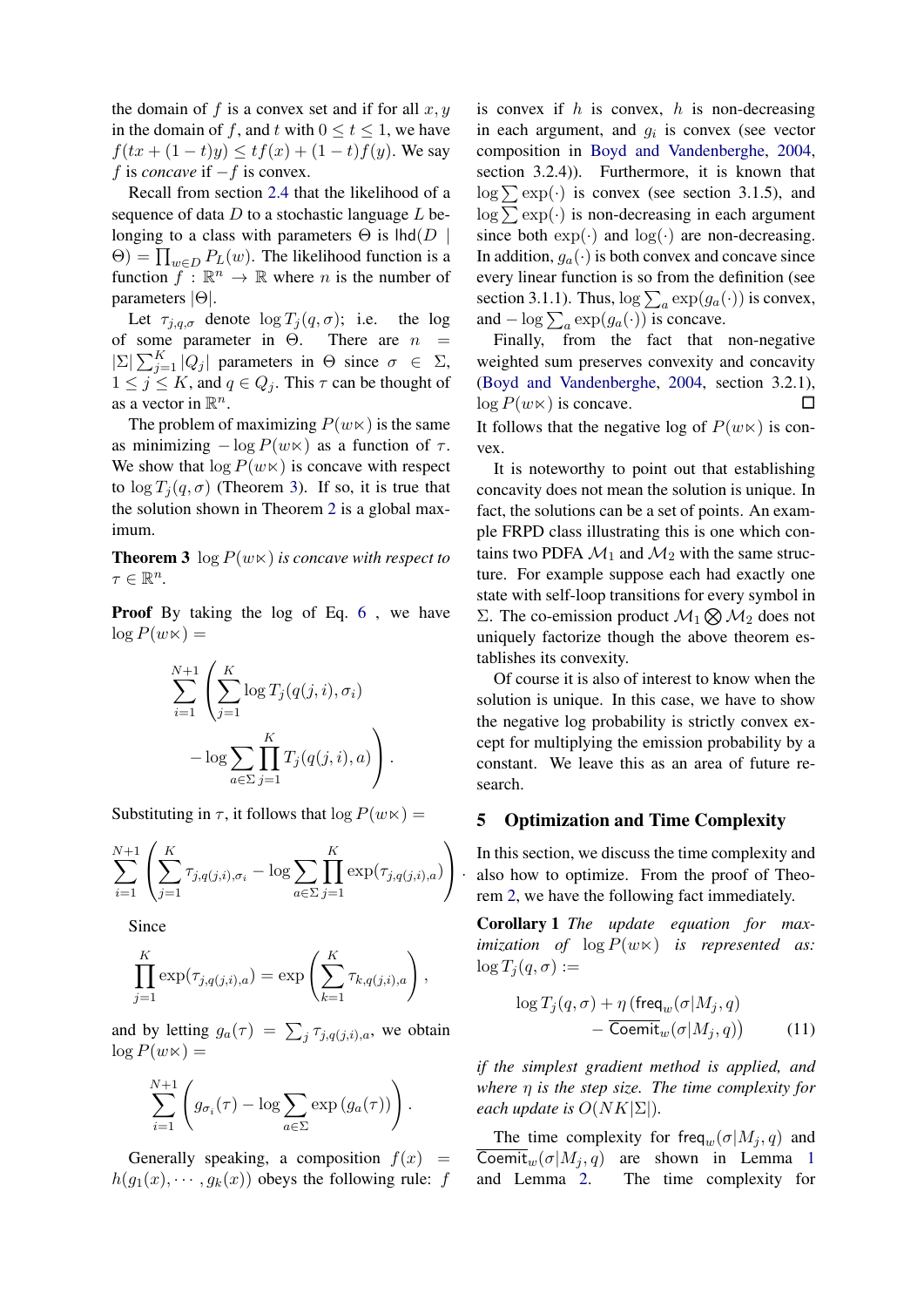the domain of $f$ is a convex set and if for all $x, y$ in the domain of $f$, and $t$ with $0 \leq t \leq 1$, we have $f(tx + (1-t)y) \leq tf(x) + (1-t)f(y)$. We say $f$ is *concave* if $-f$ is convex.

Recall from section 2.4 that the likelihood of a sequence of data $D$ to a stochastic language $L$ belonging to a class with parameters $\Theta$ is $\mathsf{lhd}(D \mid \Theta) = \prod_{w \in D} P_L(w)$. The likelihood function is a function $f : \mathbb{R}^n \to \mathbb{R}$ where $n$ is the number of parameters $|\Theta|$.

Let $\tau_{j,q,\sigma}$ denote $\log T_j(q, \sigma)$; i.e. the log of some parameter in $\Theta$. There are $n = |\Sigma| \sum_{j=1}^{K} |Q_j|$ parameters in $\Theta$ since $\sigma \in \Sigma$, $1 \leq j \leq K$, and $q \in Q_j$. This $\tau$ can be thought of as a vector in $\mathbb{R}^n$.

The problem of maximizing $P(w\ltimes)$ is the same as minimizing $-\log P(w\ltimes)$ as a function of $\tau$. We show that $\log P(w\ltimes)$ is concave with respect to $\log T_j(q, \sigma)$ (Theorem 3). If so, it is true that the solution shown in Theorem 2 is a global maximum.

**Theorem 3** *$\log P(w\ltimes)$ is concave with respect to $\tau \in \mathbb{R}^n$.*

**Proof** By taking the log of Eq. 6 , we have $\log P(w\ltimes) =$

$$\sum_{i=1}^{N+1} \left( \sum_{j=1}^{K} \log T_j(q(j,i), \sigma_i) - \log \sum_{a \in \Sigma} \prod_{j=1}^{K} T_j(q(j,i), a) \right).$$

Substituting in $\tau$, it follows that $\log P(w\ltimes) =$

$$\sum_{i=1}^{N+1} \left( \sum_{j=1}^{K} \tau_{j,q(j,i),\sigma_i} - \log \sum_{a \in \Sigma} \prod_{j=1}^{K} \exp(\tau_{j,q(j,i),a}) \right).$$

Since

$$\prod_{j=1}^{K} \exp(\tau_{j,q(j,i),a}) = \exp\left( \sum_{k=1}^{K} \tau_{k,q(j,i),a} \right),$$

and by letting $g_a(\tau) = \sum_j \tau_{j,q(j,i),a}$, we obtain $\log P(w\ltimes) =$

$$\sum_{i=1}^{N+1} \left( g_{\sigma_i}(\tau) - \log \sum_{a \in \Sigma} \exp\left(g_a(\tau)\right) \right).$$

Generally speaking, a composition $f(x) = h(g_1(x), \cdots, g_k(x))$ obeys the following rule: $f$ is convex if $h$ is convex, $h$ is non-decreasing in each argument, and $g_i$ is convex (see vector composition in Boyd and Vandenberghe, 2004, section 3.2.4)). Furthermore, it is known that $\log \sum \exp(\cdot)$ is convex (see section 3.1.5), and $\log \sum \exp(\cdot)$ is non-decreasing in each argument since both $\exp(\cdot)$ and $\log(\cdot)$ are non-decreasing. In addition, $g_a(\cdot)$ is both convex and concave since every linear function is so from the definition (see section 3.1.1). Thus, $\log \sum_a \exp(g_a(\cdot))$ is convex, and $-\log \sum_a \exp(g_a(\cdot))$ is concave.

Finally, from the fact that non-negative weighted sum preserves convexity and concavity (Boyd and Vandenberghe, 2004, section 3.2.1), $\log P(w\ltimes)$ is concave. □

It follows that the negative log of $P(w\ltimes)$ is convex.

It is noteworthy to point out that establishing concavity does not mean the solution is unique. In fact, the solutions can be a set of points. An example FRPD class illustrating this is one which contains two PDFA $\mathcal{M}_1$ and $\mathcal{M}_2$ with the same structure. For example suppose each had exactly one state with self-loop transitions for every symbol in $\Sigma$. The co-emission product $\mathcal{M}_1 \bigotimes \mathcal{M}_2$ does not uniquely factorize though the above theorem establishes its convexity.

Of course it is also of interest to know when the solution is unique. In this case, we have to show the negative log probability is strictly convex except for multiplying the emission probability by a constant. We leave this as an area of future research.

## 5 Optimization and Time Complexity

In this section, we discuss the time complexity and also how to optimize. From the proof of Theorem 2, we have the following fact immediately.

**Corollary 1** *The update equation for maximization of $\log P(w\ltimes)$ is represented as:* $\log T_j(q, \sigma) :=$

$$\log T_j(q, \sigma) + \eta \left( \mathsf{freq}_w(\sigma | M_j, q) - \overline{\mathsf{Coemit}}_w(\sigma | M_j, q) \right) \tag{11}$$

*if the simplest gradient method is applied, and where $\eta$ is the step size. The time complexity for each update is $O(NK|\Sigma|)$.*

The time complexity for $\mathsf{freq}_w(\sigma|M_j, q)$ and $\overline{\mathsf{Coemit}}_w(\sigma|M_j, q)$ are shown in Lemma 1 and Lemma 2. The time complexity for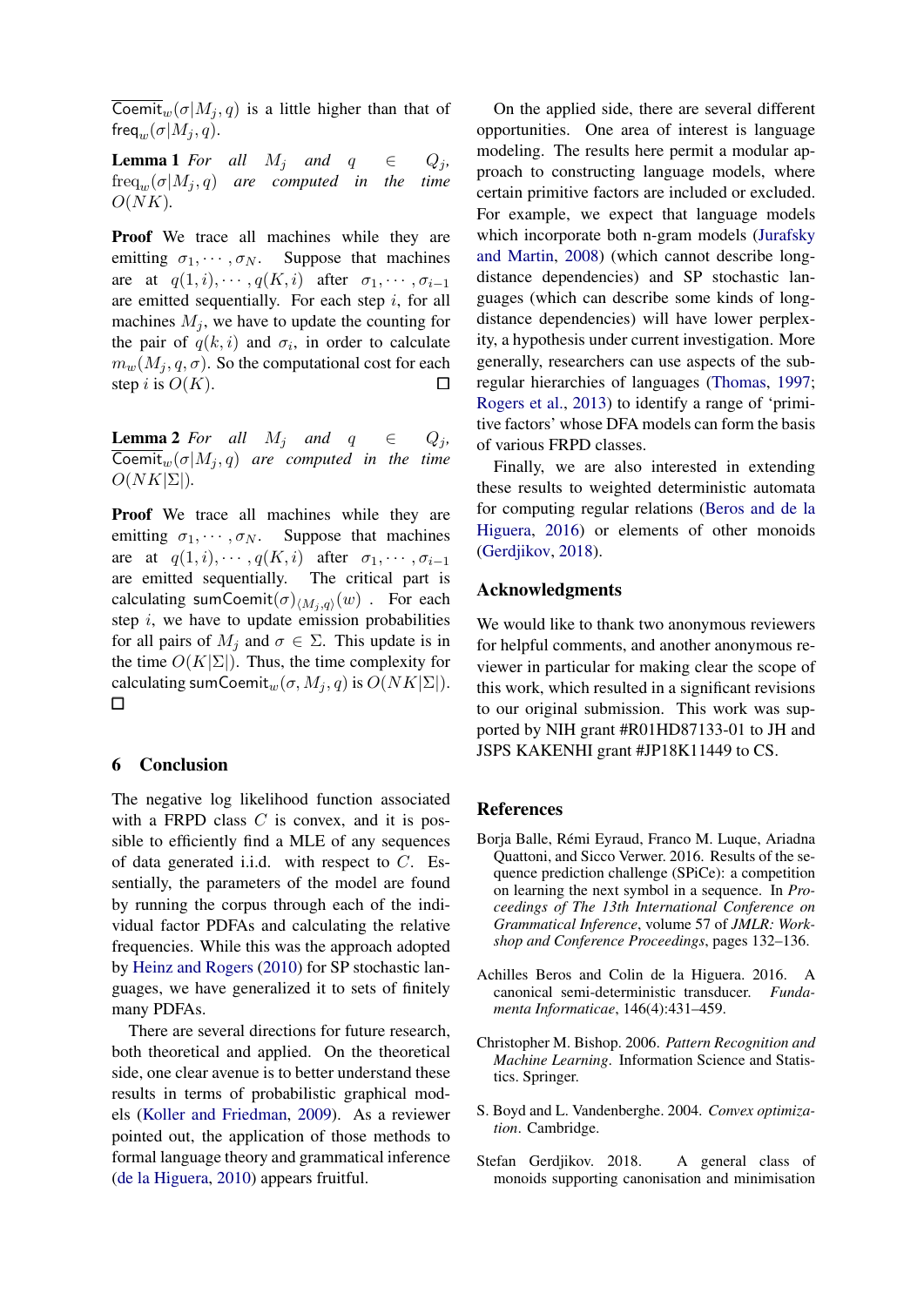$\overline{\mathsf{Coemit}}_w(\sigma|M_j, q)$ is a little higher than that of $\mathsf{freq}_w(\sigma|M_j, q)$.

**Lemma 1** *For all $M_j$ and $q \in Q_j$, $\mathrm{freq}_w(\sigma|M_j, q)$ are computed in the time $O(NK)$.*

**Proof** We trace all machines while they are emitting $\sigma_1, \cdots, \sigma_N$. Suppose that machines are at $q(1, i), \cdots, q(K, i)$ after $\sigma_1, \cdots, \sigma_{i-1}$ are emitted sequentially. For each step $i$, for all machines $M_j$, we have to update the counting for the pair of $q(k, i)$ and $\sigma_i$, in order to calculate $m_w(M_j, q, \sigma)$. So the computational cost for each step $i$ is $O(K)$. □

**Lemma 2** *For all $M_j$ and $q \in Q_j$, $\overline{\mathsf{Coemit}}_w(\sigma|M_j, q)$ are computed in the time $O(NK|\Sigma|)$.*

**Proof** We trace all machines while they are emitting $\sigma_1, \cdots, \sigma_N$. Suppose that machines are at $q(1, i), \cdots, q(K, i)$ after $\sigma_1, \cdots, \sigma_{i-1}$ are emitted sequentially. The critical part is calculating $\mathsf{sumCoemit}(\sigma)_{\langle M_j, q \rangle}(w)$ . For each step $i$, we have to update emission probabilities for all pairs of $M_j$ and $\sigma \in \Sigma$. This update is in the time $O(K|\Sigma|)$. Thus, the time complexity for calculating $\mathsf{sumCoemit}_w(\sigma, M_j, q)$ is $O(NK|\Sigma|)$. □

## 6 Conclusion

The negative log likelihood function associated with a FRPD class $C$ is convex, and it is possible to efficiently find a MLE of any sequences of data generated i.i.d. with respect to $C$. Essentially, the parameters of the model are found by running the corpus through each of the individual factor PDFAs and calculating the relative frequencies. While this was the approach adopted by Heinz and Rogers (2010) for SP stochastic languages, we have generalized it to sets of finitely many PDFAs.

There are several directions for future research, both theoretical and applied. On the theoretical side, one clear avenue is to better understand these results in terms of probabilistic graphical models (Koller and Friedman, 2009). As a reviewer pointed out, the application of those methods to formal language theory and grammatical inference (de la Higuera, 2010) appears fruitful.

On the applied side, there are several different opportunities. One area of interest is language modeling. The results here permit a modular approach to constructing language models, where certain primitive factors are included or excluded. For example, we expect that language models which incorporate both n-gram models (Jurafsky and Martin, 2008) (which cannot describe long-distance dependencies) and SP stochastic languages (which can describe some kinds of long-distance dependencies) will have lower perplexity, a hypothesis under current investigation. More generally, researchers can use aspects of the subregular hierarchies of languages (Thomas, 1997; Rogers et al., 2013) to identify a range of 'primitive factors' whose DFA models can form the basis of various FRPD classes.

Finally, we are also interested in extending these results to weighted deterministic automata for computing regular relations (Beros and de la Higuera, 2016) or elements of other monoids (Gerdjikov, 2018).

## Acknowledgments

We would like to thank two anonymous reviewers for helpful comments, and another anonymous reviewer in particular for making clear the scope of this work, which resulted in a significant revisions to our original submission. This work was supported by NIH grant #R01HD87133-01 to JH and JSPS KAKENHI grant #JP18K11449 to CS.

## References

Borja Balle, Rémi Eyraud, Franco M. Luque, Ariadna Quattoni, and Sicco Verwer. 2016. Results of the sequence prediction challenge (SPiCe): a competition on learning the next symbol in a sequence. In *Proceedings of The 13th International Conference on Grammatical Inference*, volume 57 of *JMLR: Workshop and Conference Proceedings*, pages 132–136.

Achilles Beros and Colin de la Higuera. 2016. A canonical semi-deterministic transducer. *Fundamenta Informaticae*, 146(4):431–459.

Christopher M. Bishop. 2006. *Pattern Recognition and Machine Learning*. Information Science and Statistics. Springer.

S. Boyd and L. Vandenberghe. 2004. *Convex optimization*. Cambridge.

Stefan Gerdjikov. 2018. A general class of monoids supporting canonisation and minimisation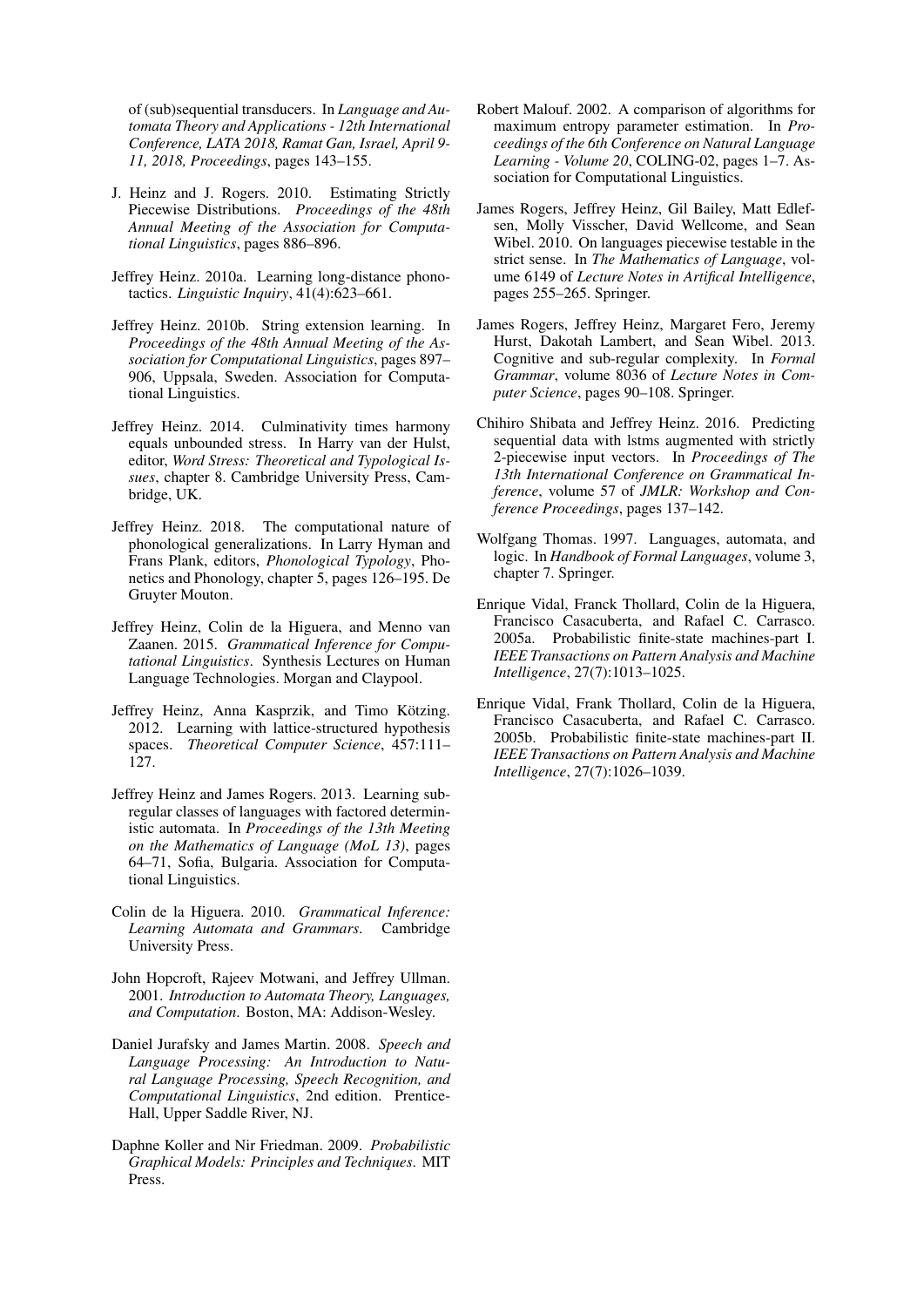of (sub)sequential transducers. In *Language and Automata Theory and Applications - 12th International Conference, LATA 2018, Ramat Gan, Israel, April 9-11, 2018, Proceedings*, pages 143–155.

J. Heinz and J. Rogers. 2010. Estimating Strictly Piecewise Distributions. *Proceedings of the 48th Annual Meeting of the Association for Computational Linguistics*, pages 886–896.

Jeffrey Heinz. 2010a. Learning long-distance phonotactics. *Linguistic Inquiry*, 41(4):623–661.

Jeffrey Heinz. 2010b. String extension learning. In *Proceedings of the 48th Annual Meeting of the Association for Computational Linguistics*, pages 897–906, Uppsala, Sweden. Association for Computational Linguistics.

Jeffrey Heinz. 2014. Culminativity times harmony equals unbounded stress. In Harry van der Hulst, editor, *Word Stress: Theoretical and Typological Issues*, chapter 8. Cambridge University Press, Cambridge, UK.

Jeffrey Heinz. 2018. The computational nature of phonological generalizations. In Larry Hyman and Frans Plank, editors, *Phonological Typology*, Phonetics and Phonology, chapter 5, pages 126–195. De Gruyter Mouton.

Jeffrey Heinz, Colin de la Higuera, and Menno van Zaanen. 2015. *Grammatical Inference for Computational Linguistics*. Synthesis Lectures on Human Language Technologies. Morgan and Claypool.

Jeffrey Heinz, Anna Kasprzik, and Timo Kötzing. 2012. Learning with lattice-structured hypothesis spaces. *Theoretical Computer Science*, 457:111–127.

Jeffrey Heinz and James Rogers. 2013. Learning subregular classes of languages with factored deterministic automata. In *Proceedings of the 13th Meeting on the Mathematics of Language (MoL 13)*, pages 64–71, Sofia, Bulgaria. Association for Computational Linguistics.

Colin de la Higuera. 2010. *Grammatical Inference: Learning Automata and Grammars*. Cambridge University Press.

John Hopcroft, Rajeev Motwani, and Jeffrey Ullman. 2001. *Introduction to Automata Theory, Languages, and Computation*. Boston, MA: Addison-Wesley.

Daniel Jurafsky and James Martin. 2008. *Speech and Language Processing: An Introduction to Natural Language Processing, Speech Recognition, and Computational Linguistics*, 2nd edition. Prentice-Hall, Upper Saddle River, NJ.

Daphne Koller and Nir Friedman. 2009. *Probabilistic Graphical Models: Principles and Techniques*. MIT Press.

Robert Malouf. 2002. A comparison of algorithms for maximum entropy parameter estimation. In *Proceedings of the 6th Conference on Natural Language Learning - Volume 20*, COLING-02, pages 1–7. Association for Computational Linguistics.

James Rogers, Jeffrey Heinz, Gil Bailey, Matt Edlefsen, Molly Visscher, David Wellcome, and Sean Wibel. 2010. On languages piecewise testable in the strict sense. In *The Mathematics of Language*, volume 6149 of *Lecture Notes in Artifical Intelligence*, pages 255–265. Springer.

James Rogers, Jeffrey Heinz, Margaret Fero, Jeremy Hurst, Dakotah Lambert, and Sean Wibel. 2013. Cognitive and sub-regular complexity. In *Formal Grammar*, volume 8036 of *Lecture Notes in Computer Science*, pages 90–108. Springer.

Chihiro Shibata and Jeffrey Heinz. 2016. Predicting sequential data with lstms augmented with strictly 2-piecewise input vectors. In *Proceedings of The 13th International Conference on Grammatical Inference*, volume 57 of *JMLR: Workshop and Conference Proceedings*, pages 137–142.

Wolfgang Thomas. 1997. Languages, automata, and logic. In *Handbook of Formal Languages*, volume 3, chapter 7. Springer.

Enrique Vidal, Franck Thollard, Colin de la Higuera, Francisco Casacuberta, and Rafael C. Carrasco. 2005a. Probabilistic finite-state machines-part I. *IEEE Transactions on Pattern Analysis and Machine Intelligence*, 27(7):1013–1025.

Enrique Vidal, Frank Thollard, Colin de la Higuera, Francisco Casacuberta, and Rafael C. Carrasco. 2005b. Probabilistic finite-state machines-part II. *IEEE Transactions on Pattern Analysis and Machine Intelligence*, 27(7):1026–1039.